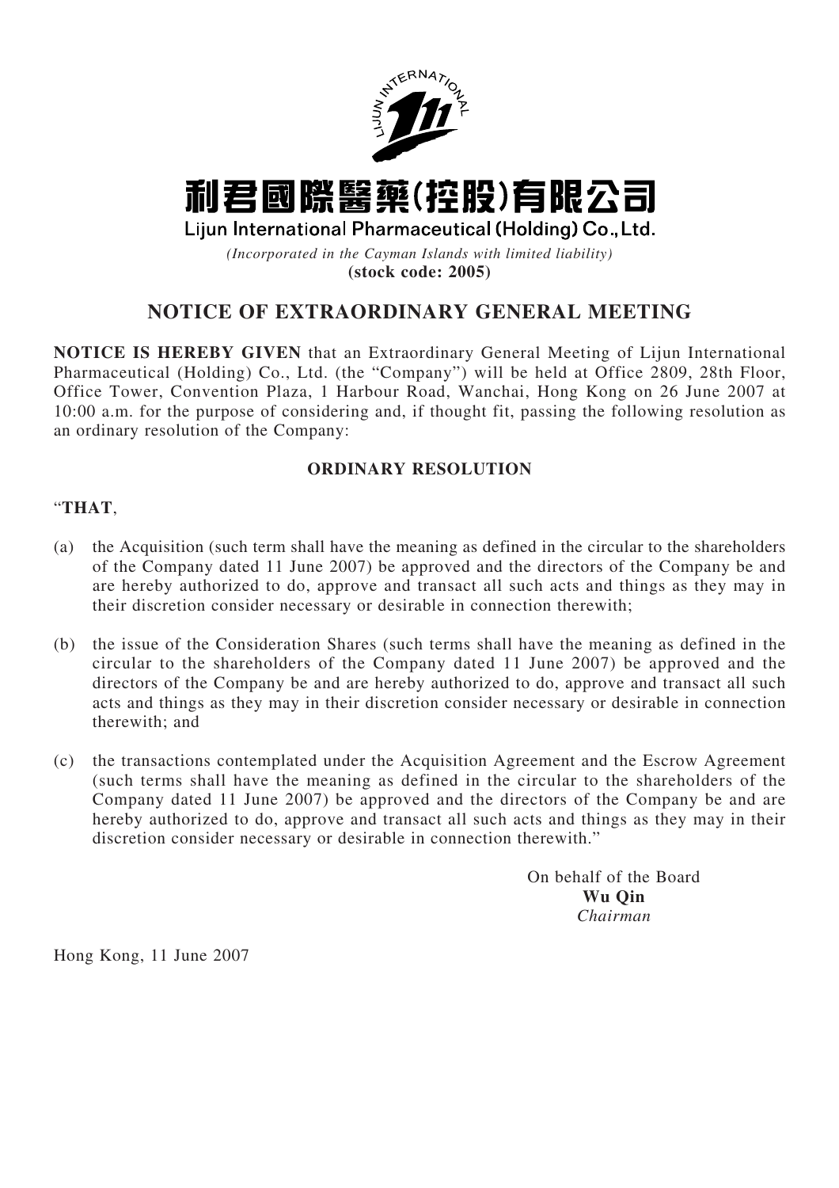# 利君國際醫藥(控股)有限公司

**Lijun International Pharmaceutical (Holding) Co., Ltd.**

*(Incorporated in the Cayman Islands with limited liability)*

**(stock code: 2005)**

## NOTICE OF EXTRAORDINARY GENERAL MEETING

**NOTICE IS HEREBY GIVEN** that an Extraordinary General Meeting of Lijun International Pharmaceutical (Holding) Co., Ltd. (the "Company") will be held at Office 2809, 28th Floor, Office Tower, Convention Plaza, 1 Harbour Road, Wanchai, Hong Kong on 26 June 2007 at 10:00 a.m. for the purpose of considering and, if thought fit, passing the following resolution as an ordinary resolution of the Company:

### ORDINARY RESOLUTION

"**THAT**,

(a) the Acquisition (such term shall have the meaning as defined in the circular to the shareholders of the Company dated 11 June 2007) be approved and the directors of the Company be and are hereby authorized to do, approve and transact all such acts and things as they may in their discretion consider necessary or desirable in connection therewith;

(b) the issue of the Consideration Shares (such terms shall have the meaning as defined in the circular to the shareholders of the Company dated 11 June 2007) be approved and the directors of the Company be and are hereby authorized to do, approve and transact all such acts and things as they may in their discretion consider necessary or desirable in connection therewith; and

(c) the transactions contemplated under the Acquisition Agreement and the Escrow Agreement (such terms shall have the meaning as defined in the circular to the shareholders of the Company dated 11 June 2007) be approved and the directors of the Company be and are hereby authorized to do, approve and transact all such acts and things as they may in their discretion consider necessary or desirable in connection therewith."

On behalf of the Board
**Wu Qin**
*Chairman*

Hong Kong, 11 June 2007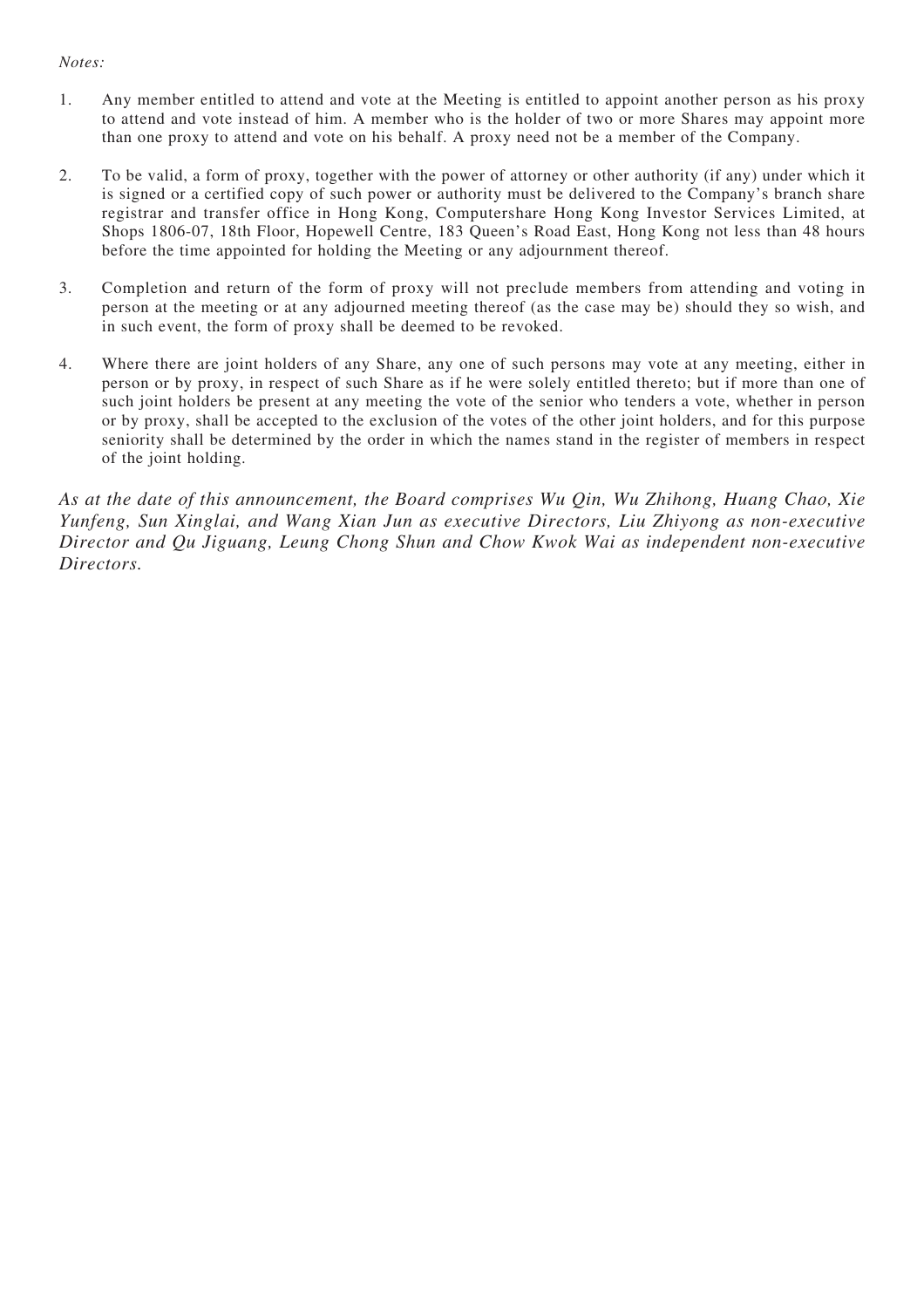*Notes:*

1. Any member entitled to attend and vote at the Meeting is entitled to appoint another person as his proxy to attend and vote instead of him. A member who is the holder of two or more Shares may appoint more than one proxy to attend and vote on his behalf. A proxy need not be a member of the Company.

2. To be valid, a form of proxy, together with the power of attorney or other authority (if any) under which it is signed or a certified copy of such power or authority must be delivered to the Company's branch share registrar and transfer office in Hong Kong, Computershare Hong Kong Investor Services Limited, at Shops 1806-07, 18th Floor, Hopewell Centre, 183 Queen's Road East, Hong Kong not less than 48 hours before the time appointed for holding the Meeting or any adjournment thereof.

3. Completion and return of the form of proxy will not preclude members from attending and voting in person at the meeting or at any adjourned meeting thereof (as the case may be) should they so wish, and in such event, the form of proxy shall be deemed to be revoked.

4. Where there are joint holders of any Share, any one of such persons may vote at any meeting, either in person or by proxy, in respect of such Share as if he were solely entitled thereto; but if more than one of such joint holders be present at any meeting the vote of the senior who tenders a vote, whether in person or by proxy, shall be accepted to the exclusion of the votes of the other joint holders, and for this purpose seniority shall be determined by the order in which the names stand in the register of members in respect of the joint holding.

*As at the date of this announcement, the Board comprises Wu Qin, Wu Zhihong, Huang Chao, Xie Yunfeng, Sun Xinglai, and Wang Xian Jun as executive Directors, Liu Zhiyong as non-executive Director and Qu Jiguang, Leung Chong Shun and Chow Kwok Wai as independent non-executive Directors.*